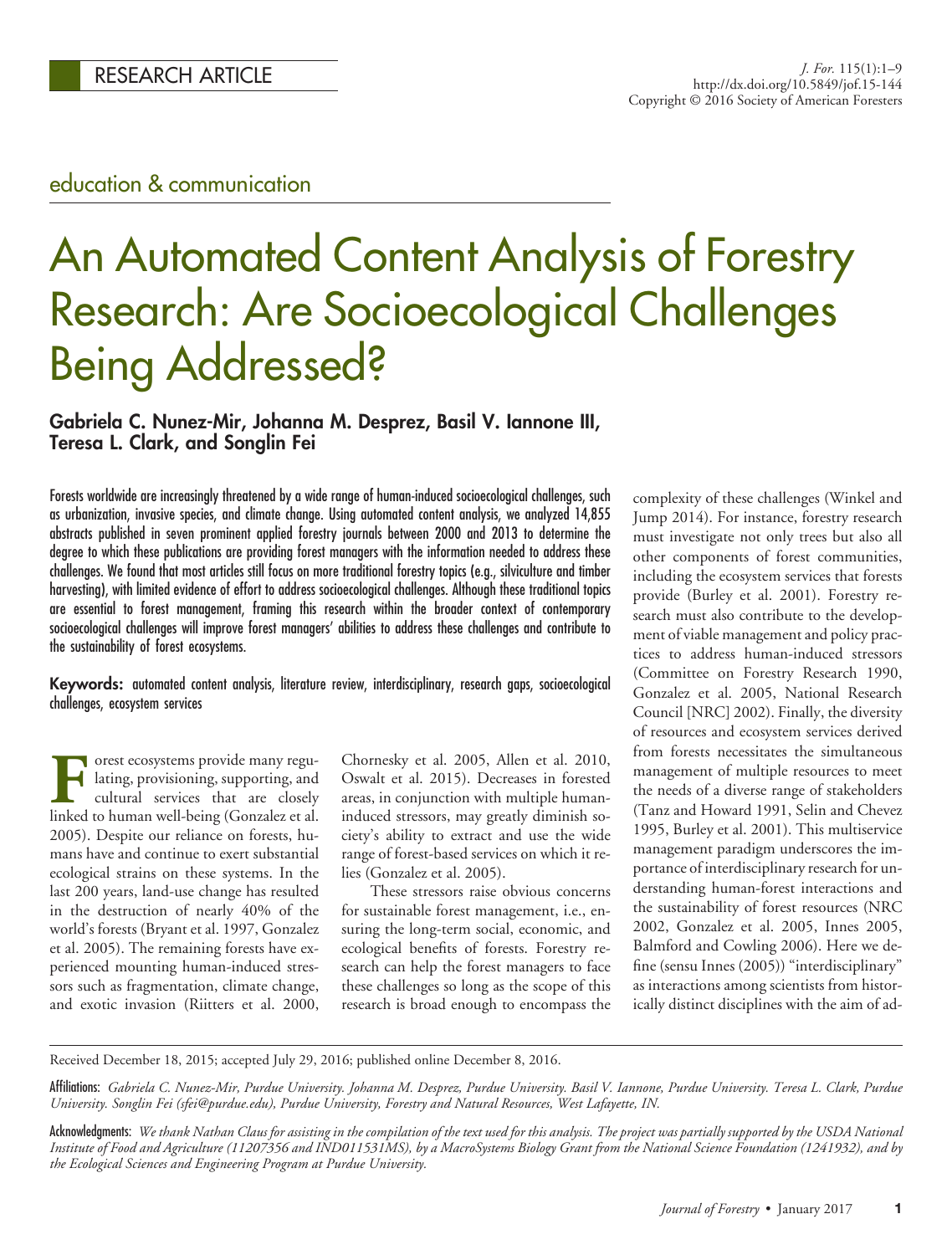RESEARCH ARTICLE

education & communication

# An Automated Content Analysis of Forestry Research: Are Socioecological Challenges Being Addressed?

**Gabriela C. Nunez-Mir, Johanna M. Desprez, Basil V. Iannone III, Teresa L. Clark, and Songlin Fei**

Forests worldwide are increasingly threatened by a wide range of human-induced socioecological challenges, such as urbanization, invasive species, and climate change. Using automated content analysis, we analyzed 14,855 abstracts published in seven prominent applied forestry journals between 2000 and 2013 to determine the degree to which these publications are providing forest managers with the information needed to address these challenges. We found that most articles still focus on more traditional forestry topics (e.g., silviculture and timber harvesting), with limited evidence of effort to address socioecological challenges. Although these traditional topics are essential to forest management, framing this research within the broader context of contemporary socioecological challenges will improve forest managers' abilities to address these challenges and contribute to the sustainability of forest ecosystems.

**Keywords:** automated content analysis, literature review, interdisciplinary, research gaps, socioecological challenges, ecosystem services

Forest ecosystems provide many regulating, provisioning, supporting, and cultural services that are closely linked to human well-being (Gonzalez et al. 2005). Despite our reliance on forests, humans have and continue to exert substantial ecological strains on these systems. In the last 200 years, land-use change has resulted in the destruction of nearly 40% of the world's forests (Bryant et al. 1997, Gonzalez et al. 2005). The remaining forests have experienced mounting human-induced stressors such as fragmentation, climate change, and exotic invasion (Riitters et al. 2000, Chornesky et al. 2005, Allen et al. 2010, Oswalt et al. 2015). Decreases in forested areas, in conjunction with multiple human-induced stressors, may greatly diminish society's ability to extract and use the wide range of forest-based services on which it relies (Gonzalez et al. 2005).

These stressors raise obvious concerns for sustainable forest management, i.e., ensuring the long-term social, economic, and ecological benefits of forests. Forestry research can help the forest managers to face these challenges so long as the scope of this research is broad enough to encompass the complexity of these challenges (Winkel and Jump 2014). For instance, forestry research must investigate not only trees but also all other components of forest communities, including the ecosystem services that forests provide (Burley et al. 2001). Forestry research must also contribute to the development of viable management and policy practices to address human-induced stressors (Committee on Forestry Research 1990, Gonzalez et al. 2005, National Research Council [NRC] 2002). Finally, the diversity of resources and ecosystem services derived from forests necessitates the simultaneous management of multiple resources to meet the needs of a diverse range of stakeholders (Tanz and Howard 1991, Selin and Chevez 1995, Burley et al. 2001). This multiservice management paradigm underscores the importance of interdisciplinary research for understanding human-forest interactions and the sustainability of forest resources (NRC 2002, Gonzalez et al. 2005, Innes 2005, Balmford and Cowling 2006). Here we define (sensu Innes (2005)) "interdisciplinary" as interactions among scientists from historically distinct disciplines with the aim of ad-

Received December 18, 2015; accepted July 29, 2016; published online December 8, 2016.

Affiliations: *Gabriela C. Nunez-Mir, Purdue University. Johanna M. Desprez, Purdue University. Basil V. Iannone, Purdue University. Teresa L. Clark, Purdue University. Songlin Fei (sfei@purdue.edu), Purdue University, Forestry and Natural Resources, West Lafayette, IN.*

Acknowledgments: *We thank Nathan Claus for assisting in the compilation of the text used for this analysis. The project was partially supported by the USDA National Institute of Food and Agriculture (11207356 and IND011531MS), by a MacroSystems Biology Grant from the National Science Foundation (1241932), and by the Ecological Sciences and Engineering Program at Purdue University.*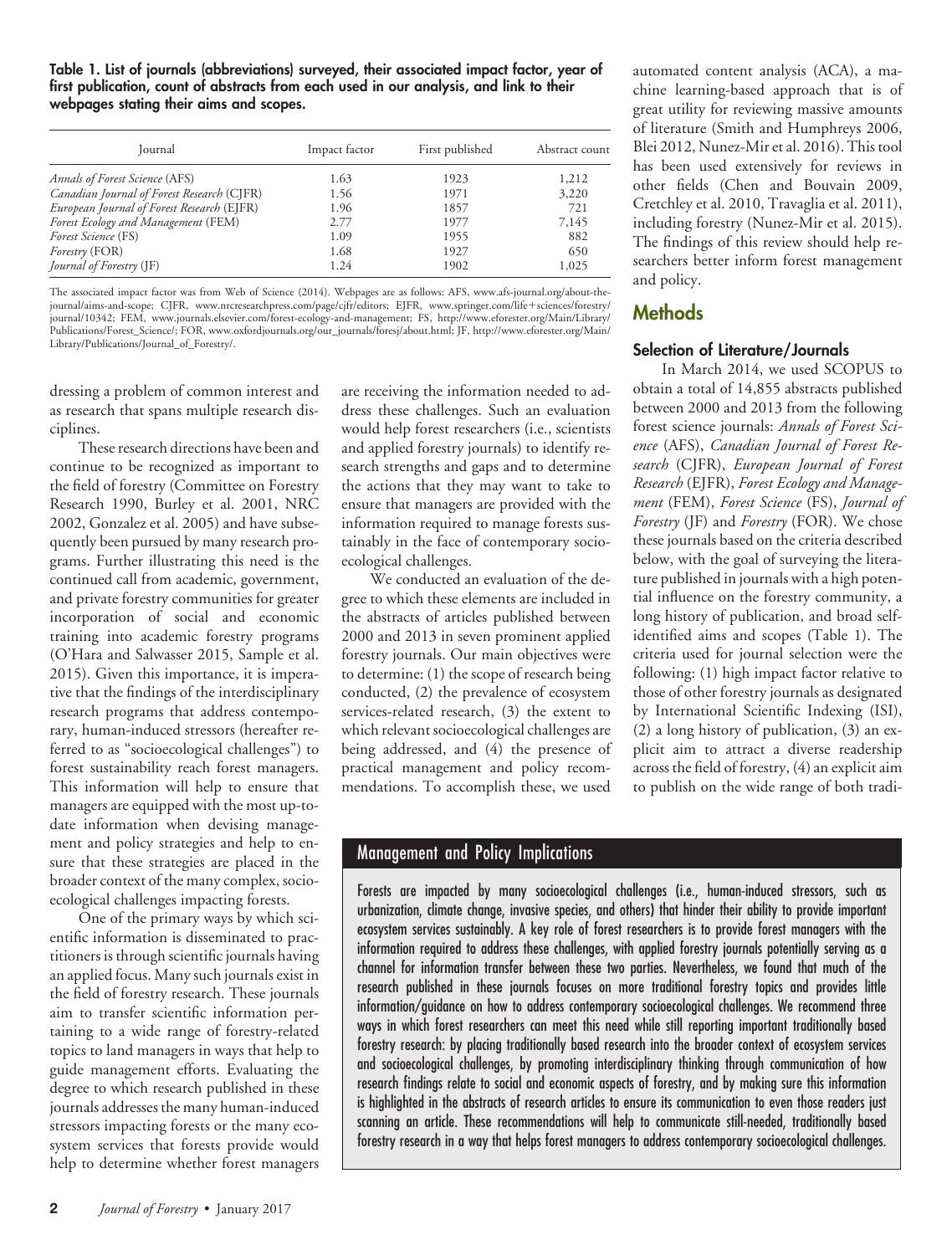**Table 1. List of journals (abbreviations) surveyed, their associated impact factor, year of first publication, count of abstracts from each used in our analysis, and link to their webpages stating their aims and scopes.**

| Journal | Impact factor | First published | Abstract count |
|---|---|---|---|
| *Annals of Forest Science* (AFS) | 1.63 | 1923 | 1,212 |
| *Canadian Journal of Forest Research* (CJFR) | 1.56 | 1971 | 3,220 |
| *European Journal of Forest Research* (EJFR) | 1.96 | 1857 | 721 |
| *Forest Ecology and Management* (FEM) | 2.77 | 1977 | 7,145 |
| *Forest Science* (FS) | 1.09 | 1955 | 882 |
| *Forestry* (FOR) | 1.68 | 1927 | 650 |
| *Journal of Forestry* (JF) | 1.24 | 1902 | 1,025 |

The associated impact factor was from Web of Science (2014). Webpages are as follows: AFS, www.afs-journal.org/about-the-journal/aims-and-scope; CJFR, www.nrcresearchpress.com/page/cjfr/editors; EJFR, www.springer.com/life+sciences/forestry/journal/10342; FEM, www.journals.elsevier.com/forest-ecology-and-management; FS, http://www.eforester.org/Main/Library/Publications/Forest_Science/; FOR, www.oxfordjournals.org/our_journals/foresj/about.html; JF, http://www.eforester.org/Main/Library/Publications/Journal_of_Forestry/.

dressing a problem of common interest and as research that spans multiple research disciplines.

These research directions have been and continue to be recognized as important to the field of forestry (Committee on Forestry Research 1990, Burley et al. 2001, NRC 2002, Gonzalez et al. 2005) and have subsequently been pursued by many research programs. Further illustrating this need is the continued call from academic, government, and private forestry communities for greater incorporation of social and economic training into academic forestry programs (O'Hara and Salwasser 2015, Sample et al. 2015). Given this importance, it is imperative that the findings of the interdisciplinary research programs that address contemporary, human-induced stressors (hereafter referred to as "socioecological challenges") to forest sustainability reach forest managers. This information will help to ensure that managers are equipped with the most up-to-date information when devising management and policy strategies and help to ensure that these strategies are placed in the broader context of the many complex, socioecological challenges impacting forests.

One of the primary ways by which scientific information is disseminated to practitioners is through scientific journals having an applied focus. Many such journals exist in the field of forestry research. These journals aim to transfer scientific information pertaining to a wide range of forestry-related topics to land managers in ways that help to guide management efforts. Evaluating the degree to which research published in these journals addresses the many human-induced stressors impacting forests or the many ecosystem services that forests provide would help to determine whether forest managers are receiving the information needed to address these challenges. Such an evaluation would help forest researchers (i.e., scientists and applied forestry journals) to identify research strengths and gaps and to determine the actions that they may want to take to ensure that managers are provided with the information required to manage forests sustainably in the face of contemporary socioecological challenges.

We conducted an evaluation of the degree to which these elements are included in the abstracts of articles published between 2000 and 2013 in seven prominent applied forestry journals. Our main objectives were to determine: (1) the scope of research being conducted, (2) the prevalence of ecosystem services-related research, (3) the extent to which relevant socioecological challenges are being addressed, and (4) the presence of practical management and policy recommendations. To accomplish these, we used automated content analysis (ACA), a machine learning-based approach that is of great utility for reviewing massive amounts of literature (Smith and Humphreys 2006, Blei 2012, Nunez-Mir et al. 2016). This tool has been used extensively for reviews in other fields (Chen and Bouvain 2009, Cretchley et al. 2010, Travaglia et al. 2011), including forestry (Nunez-Mir et al. 2015). The findings of this review should help researchers better inform forest management and policy.

## Methods

### Selection of Literature/Journals

In March 2014, we used SCOPUS to obtain a total of 14,855 abstracts published between 2000 and 2013 from the following forest science journals: *Annals of Forest Science* (AFS), *Canadian Journal of Forest Research* (CJFR), *European Journal of Forest Research* (EJFR), *Forest Ecology and Management* (FEM), *Forest Science* (FS), *Journal of Forestry* (JF) and *Forestry* (FOR). We chose these journals based on the criteria described below, with the goal of surveying the literature published in journals with a high potential influence on the forestry community, a long history of publication, and broad self-identified aims and scopes (Table 1). The criteria used for journal selection were the following: (1) high impact factor relative to those of other forestry journals as designated by International Scientific Indexing (ISI), (2) a long history of publication, (3) an explicit aim to attract a diverse readership across the field of forestry, (4) an explicit aim to publish on the wide range of both tradi-

## Management and Policy Implications

Forests are impacted by many socioecological challenges (i.e., human-induced stressors, such as urbanization, climate change, invasive species, and others) that hinder their ability to provide important ecosystem services sustainably. A key role of forest researchers is to provide forest managers with the information required to address these challenges, with applied forestry journals potentially serving as a channel for information transfer between these two parties. Nevertheless, we found that much of the research published in these journals focuses on more traditional forestry topics and provides little information/guidance on how to address contemporary socioecological challenges. We recommend three ways in which forest researchers can meet this need while still reporting important traditionally based forestry research: by placing traditionally based research into the broader context of ecosystem services and socioecological challenges, by promoting interdisciplinary thinking through communication of how research findings relate to social and economic aspects of forestry, and by making sure this information is highlighted in the abstracts of research articles to ensure its communication to even those readers just scanning an article. These recommendations will help to communicate still-needed, traditionally based forestry research in a way that helps forest managers to address contemporary socioecological challenges.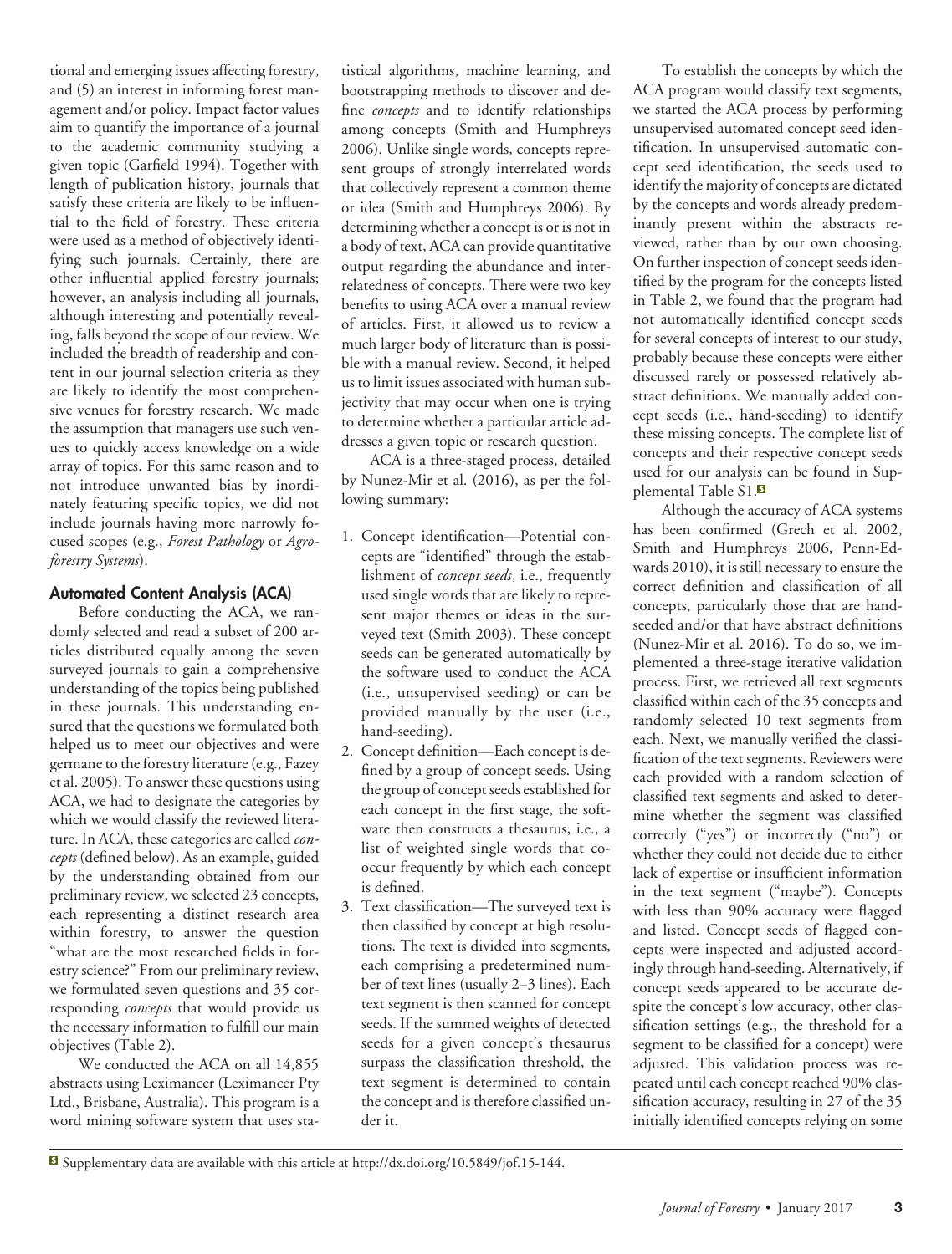tional and emerging issues affecting forestry, and (5) an interest in informing forest management and/or policy. Impact factor values aim to quantify the importance of a journal to the academic community studying a given topic (Garfield 1994). Together with length of publication history, journals that satisfy these criteria are likely to be influential to the field of forestry. These criteria were used as a method of objectively identifying such journals. Certainly, there are other influential applied forestry journals; however, an analysis including all journals, although interesting and potentially revealing, falls beyond the scope of our review. We included the breadth of readership and content in our journal selection criteria as they are likely to identify the most comprehensive venues for forestry research. We made the assumption that managers use such venues to quickly access knowledge on a wide array of topics. For this same reason and to not introduce unwanted bias by inordinately featuring specific topics, we did not include journals having more narrowly focused scopes (e.g., *Forest Pathology* or *Agroforestry Systems*).

### Automated Content Analysis (ACA)

Before conducting the ACA, we randomly selected and read a subset of 200 articles distributed equally among the seven surveyed journals to gain a comprehensive understanding of the topics being published in these journals. This understanding ensured that the questions we formulated both helped us to meet our objectives and were germane to the forestry literature (e.g., Fazey et al. 2005). To answer these questions using ACA, we had to designate the categories by which we would classify the reviewed literature. In ACA, these categories are called *concepts* (defined below). As an example, guided by the understanding obtained from our preliminary review, we selected 23 concepts, each representing a distinct research area within forestry, to answer the question "what are the most researched fields in forestry science?" From our preliminary review, we formulated seven questions and 35 corresponding *concepts* that would provide us the necessary information to fulfill our main objectives (Table 2).

We conducted the ACA on all 14,855 abstracts using Leximancer (Leximancer Pty Ltd., Brisbane, Australia). This program is a word mining software system that uses statistical algorithms, machine learning, and bootstrapping methods to discover and define *concepts* and to identify relationships among concepts (Smith and Humphreys 2006). Unlike single words, concepts represent groups of strongly interrelated words that collectively represent a common theme or idea (Smith and Humphreys 2006). By determining whether a concept is or is not in a body of text, ACA can provide quantitative output regarding the abundance and interrelatedness of concepts. There were two key benefits to using ACA over a manual review of articles. First, it allowed us to review a much larger body of literature than is possible with a manual review. Second, it helped us to limit issues associated with human subjectivity that may occur when one is trying to determine whether a particular article addresses a given topic or research question.

ACA is a three-staged process, detailed by Nunez-Mir et al. (2016), as per the following summary:

1. Concept identification—Potential concepts are "identified" through the establishment of *concept seeds*, i.e., frequently used single words that are likely to represent major themes or ideas in the surveyed text (Smith 2003). These concept seeds can be generated automatically by the software used to conduct the ACA (i.e., unsupervised seeding) or can be provided manually by the user (i.e., hand-seeding).
2. Concept definition—Each concept is defined by a group of concept seeds. Using the group of concept seeds established for each concept in the first stage, the software then constructs a thesaurus, i.e., a list of weighted single words that co-occur frequently by which each concept is defined.
3. Text classification—The surveyed text is then classified by concept at high resolutions. The text is divided into segments, each comprising a predetermined number of text lines (usually 2–3 lines). Each text segment is then scanned for concept seeds. If the summed weights of detected seeds for a given concept's thesaurus surpass the classification threshold, the text segment is determined to contain the concept and is therefore classified under it.

To establish the concepts by which the ACA program would classify text segments, we started the ACA process by performing unsupervised automated concept seed identification. In unsupervised automatic concept seed identification, the seeds used to identify the majority of concepts are dictated by the concepts and words already predominantly present within the abstracts reviewed, rather than by our own choosing. On further inspection of concept seeds identified by the program for the concepts listed in Table 2, we found that the program had not automatically identified concept seeds for several concepts of interest to our study, probably because these concepts were either discussed rarely or possessed relatively abstract definitions. We manually added concept seeds (i.e., hand-seeding) to identify these missing concepts. The complete list of concepts and their respective concept seeds used for our analysis can be found in Supplemental Table S1.[S]

Although the accuracy of ACA systems has been confirmed (Grech et al. 2002, Smith and Humphreys 2006, Penn-Edwards 2010), it is still necessary to ensure the correct definition and classification of all concepts, particularly those that are hand-seeded and/or that have abstract definitions (Nunez-Mir et al. 2016). To do so, we implemented a three-stage iterative validation process. First, we retrieved all text segments classified within each of the 35 concepts and randomly selected 10 text segments from each. Next, we manually verified the classification of the text segments. Reviewers were each provided with a random selection of classified text segments and asked to determine whether the segment was classified correctly ("yes") or incorrectly ("no") or whether they could not decide due to either lack of expertise or insufficient information in the text segment ("maybe"). Concepts with less than 90% accuracy were flagged and listed. Concept seeds of flagged concepts were inspected and adjusted accordingly through hand-seeding. Alternatively, if concept seeds appeared to be accurate despite the concept's low accuracy, other classification settings (e.g., the threshold for a segment to be classified for a concept) were adjusted. This validation process was repeated until each concept reached 90% classification accuracy, resulting in 27 of the 35 initially identified concepts relying on some

[S] Supplementary data are available with this article at http://dx.doi.org/10.5849/jof.15-144.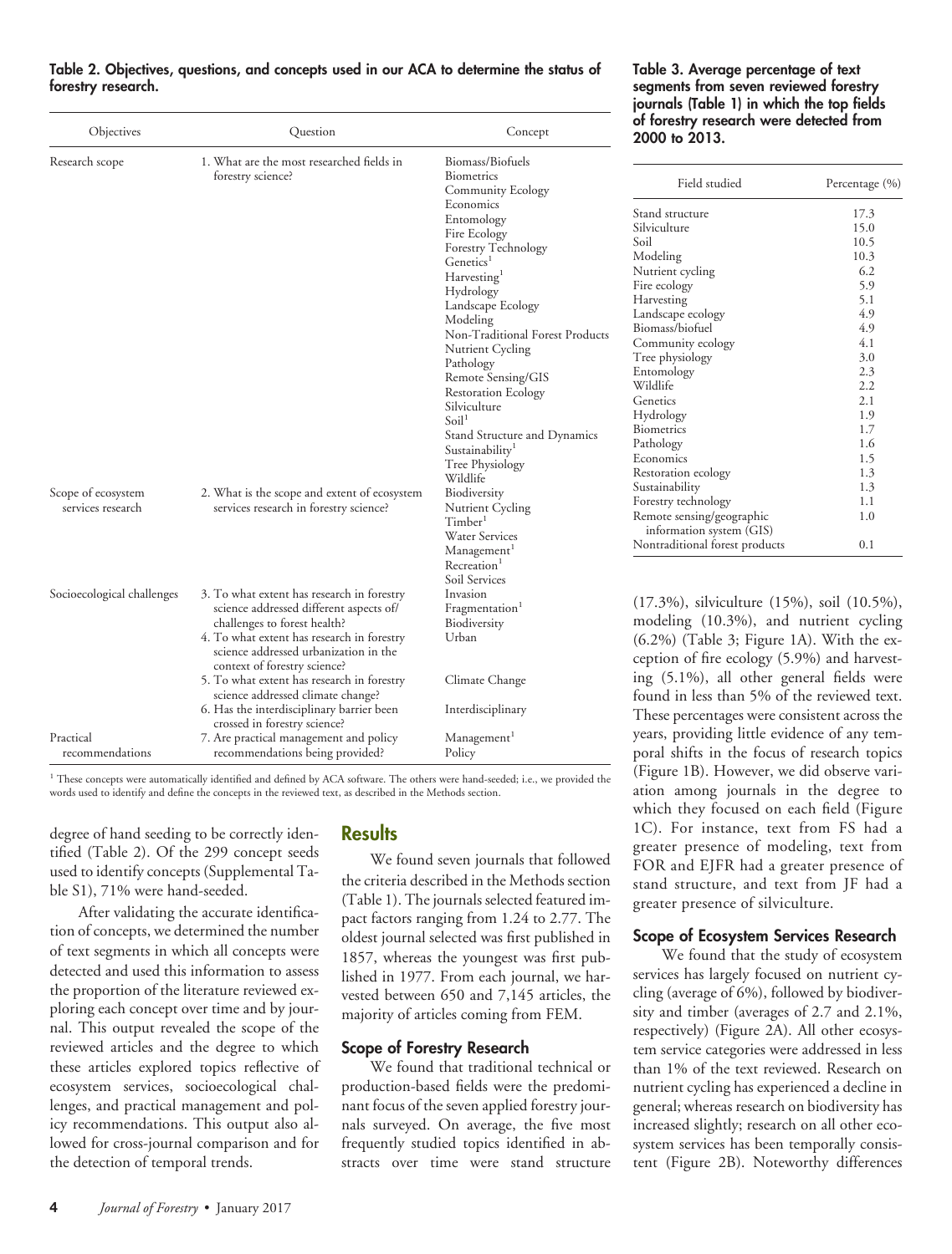**Table 2. Objectives, questions, and concepts used in our ACA to determine the status of forestry research.**

| Objectives | Question | Concept |
|---|---|---|
| Research scope | 1. What are the most researched fields in forestry science? | Biomass/Biofuels |
| | | Biometrics |
| | | Community Ecology |
| | | Economics |
| | | Entomology |
| | | Fire Ecology |
| | | Forestry Technology |
| | | Genetics[1] |
| | | Harvesting[1] |
| | | Hydrology |
| | | Landscape Ecology |
| | | Modeling |
| | | Non-Traditional Forest Products |
| | | Nutrient Cycling |
| | | Pathology |
| | | Remote Sensing/GIS |
| | | Restoration Ecology |
| | | Silviculture |
| | | Soil[1] |
| | | Stand Structure and Dynamics |
| | | Sustainability[1] |
| | | Tree Physiology |
| | | Wildlife |
| Scope of ecosystem services research | 2. What is the scope and extent of ecosystem services research in forestry science? | Biodiversity |
| | | Nutrient Cycling |
| | | Timber[1] |
| | | Water Services |
| | | Management[1] |
| | | Recreation[1] |
| | | Soil Services |
| Socioecological challenges | 3. To what extent has research in forestry science addressed different aspects of/challenges to forest health? | Invasion |
| | | Fragmentation[1] |
| | | Biodiversity |
| | 4. To what extent has research in forestry science addressed urbanization in the context of forestry science? | Urban |
| | 5. To what extent has research in forestry science addressed climate change? | Climate Change |
| | 6. Has the interdisciplinary barrier been crossed in forestry science? | Interdisciplinary |
| Practical recommendations | 7. Are practical management and policy recommendations being provided? | Management[1] |
| | | Policy |

[1] These concepts were automatically identified and defined by ACA software. The others were hand-seeded; i.e., we provided the words used to identify and define the concepts in the reviewed text, as described in the Methods section.

degree of hand seeding to be correctly identified (Table 2). Of the 299 concept seeds used to identify concepts (Supplemental Table S1), 71% were hand-seeded.

After validating the accurate identification of concepts, we determined the number of text segments in which all concepts were detected and used this information to assess the proportion of the literature reviewed exploring each concept over time and by journal. This output revealed the scope of the reviewed articles and the degree to which these articles explored topics reflective of ecosystem services, socioecological challenges, and practical management and policy recommendations. This output also allowed for cross-journal comparison and for the detection of temporal trends.

## Results

We found seven journals that followed the criteria described in the Methods section (Table 1). The journals selected featured impact factors ranging from 1.24 to 2.77. The oldest journal selected was first published in 1857, whereas the youngest was first published in 1977. From each journal, we harvested between 650 and 7,145 articles, the majority of articles coming from FEM.

### Scope of Forestry Research

We found that traditional technical or production-based fields were the predominant focus of the seven applied forestry journals surveyed. On average, the five most frequently studied topics identified in abstracts over time were stand structure (17.3%), silviculture (15%), soil (10.5%), modeling (10.3%), and nutrient cycling (6.2%) (Table 3; Figure 1A). With the exception of fire ecology (5.9%) and harvesting (5.1%), all other general fields were found in less than 5% of the reviewed text. These percentages were consistent across the years, providing little evidence of any temporal shifts in the focus of research topics (Figure 1B). However, we did observe variation among journals in the degree to which they focused on each field (Figure 1C). For instance, text from FS had a greater presence of modeling, text from FOR and EJFR had a greater presence of stand structure, and text from JF had a greater presence of silviculture.

**Table 3. Average percentage of text segments from seven reviewed forestry journals (Table 1) in which the top fields of forestry research were detected from 2000 to 2013.**

| Field studied | Percentage (%) |
|---|---|
| Stand structure | 17.3 |
| Silviculture | 15.0 |
| Soil | 10.5 |
| Modeling | 10.3 |
| Nutrient cycling | 6.2 |
| Fire ecology | 5.9 |
| Harvesting | 5.1 |
| Landscape ecology | 4.9 |
| Biomass/biofuel | 4.9 |
| Community ecology | 4.1 |
| Tree physiology | 3.0 |
| Entomology | 2.3 |
| Wildlife | 2.2 |
| Genetics | 2.1 |
| Hydrology | 1.9 |
| Biometrics | 1.7 |
| Pathology | 1.6 |
| Economics | 1.5 |
| Restoration ecology | 1.3 |
| Sustainability | 1.3 |
| Forestry technology | 1.1 |
| Remote sensing/geographic information system (GIS) | 1.0 |
| Nontraditional forest products | 0.1 |

### Scope of Ecosystem Services Research

We found that the study of ecosystem services has largely focused on nutrient cycling (average of 6%), followed by biodiversity and timber (averages of 2.7 and 2.1%, respectively) (Figure 2A). All other ecosystem service categories were addressed in less than 1% of the text reviewed. Research on nutrient cycling has experienced a decline in general; whereas research on biodiversity has increased slightly; research on all other ecosystem services has been temporally consistent (Figure 2B). Noteworthy differences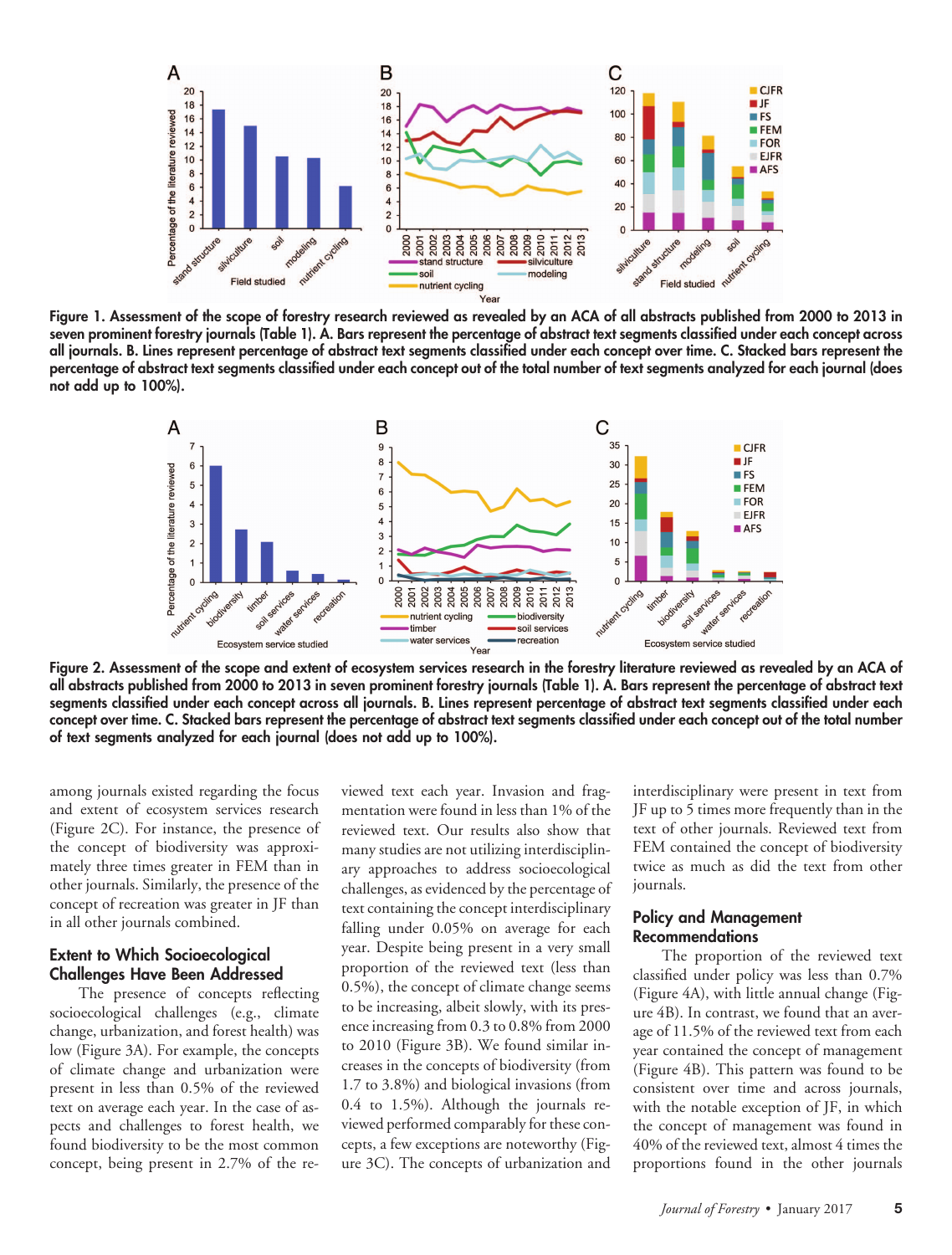Figure 1. Assessment of the scope of forestry research reviewed as revealed by an ACA of all abstracts published from 2000 to 2013 in seven prominent forestry journals (Table 1). A. Bars represent the percentage of abstract text segments classified under each concept across all journals. B. Lines represent percentage of abstract text segments classified under each concept over time. C. Stacked bars represent the percentage of abstract text segments classified under each concept out of the total number of text segments analyzed for each journal (does not add up to 100%).

Figure 2. Assessment of the scope and extent of ecosystem services research in the forestry literature reviewed as revealed by an ACA of all abstracts published from 2000 to 2013 in seven prominent forestry journals (Table 1). A. Bars represent the percentage of abstract text segments classified under each concept across all journals. B. Lines represent percentage of abstract text segments classified under each concept over time. C. Stacked bars represent the percentage of abstract text segments classified under each concept out of the total number of text segments analyzed for each journal (does not add up to 100%).

among journals existed regarding the focus and extent of ecosystem services research (Figure 2C). For instance, the presence of the concept of biodiversity was approximately three times greater in FEM than in other journals. Similarly, the presence of the concept of recreation was greater in JF than in all other journals combined.

## Extent to Which Socioecological Challenges Have Been Addressed

The presence of concepts reflecting socioecological challenges (e.g., climate change, urbanization, and forest health) was low (Figure 3A). For example, the concepts of climate change and urbanization were present in less than 0.5% of the reviewed text on average each year. In the case of aspects and challenges to forest health, we found biodiversity to be the most common concept, being present in 2.7% of the reviewed text each year. Invasion and fragmentation were found in less than 1% of the reviewed text. Our results also show that many studies are not utilizing interdisciplinary approaches to address socioecological challenges, as evidenced by the percentage of text containing the concept interdisciplinary falling under 0.05% on average for each year. Despite being present in a very small proportion of the reviewed text (less than 0.5%), the concept of climate change seems to be increasing, albeit slowly, with its presence increasing from 0.3 to 0.8% from 2000 to 2010 (Figure 3B). We found similar increases in the concepts of biodiversity (from 1.7 to 3.8%) and biological invasions (from 0.4 to 1.5%). Although the journals reviewed performed comparably for these concepts, a few exceptions are noteworthy (Figure 3C). The concepts of urbanization and interdisciplinary were present in text from JF up to 5 times more frequently than in the text of other journals. Reviewed text from FEM contained the concept of biodiversity twice as much as did the text from other journals.

## Policy and Management Recommendations

The proportion of the reviewed text classified under policy was less than 0.7% (Figure 4A), with little annual change (Figure 4B). In contrast, we found that an average of 11.5% of the reviewed text from each year contained the concept of management (Figure 4B). This pattern was found to be consistent over time and across journals, with the notable exception of JF, in which the concept of management was found in 40% of the reviewed text, almost 4 times the proportions found in the other journals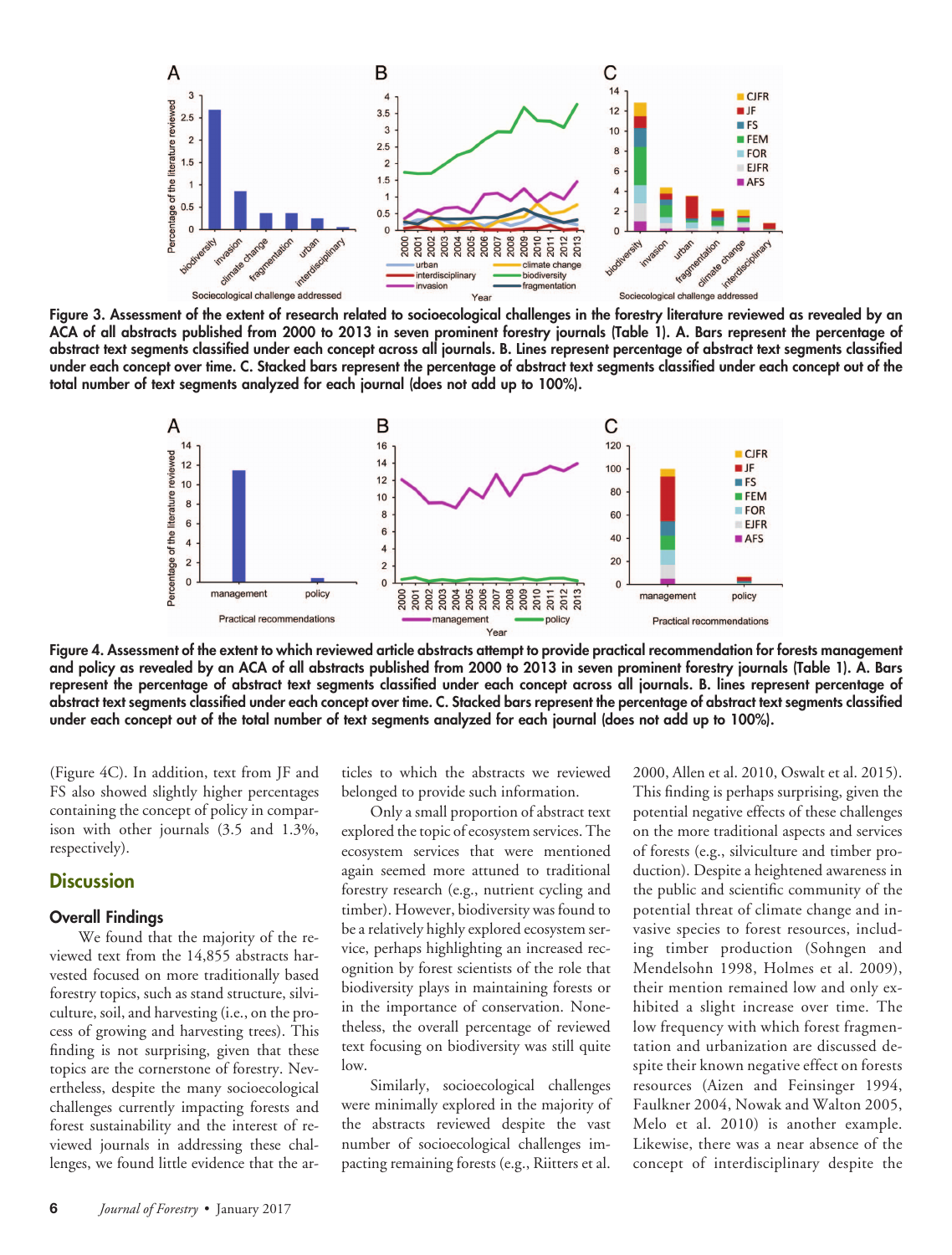Figure 3. Assessment of the extent of research related to socioecological challenges in the forestry literature reviewed as revealed by an ACA of all abstracts published from 2000 to 2013 in seven prominent forestry journals (Table 1). A. Bars represent the percentage of abstract text segments classified under each concept across all journals. B. Lines represent percentage of abstract text segments classified under each concept over time. C. Stacked bars represent the percentage of abstract text segments classified under each concept out of the total number of text segments analyzed for each journal (does not add up to 100%).

Figure 4. Assessment of the extent to which reviewed article abstracts attempt to provide practical recommendation for forests management and policy as revealed by an ACA of all abstracts published from 2000 to 2013 in seven prominent forestry journals (Table 1). A. Bars represent the percentage of abstract text segments classified under each concept across all journals. B. lines represent percentage of abstract text segments classified under each concept over time. C. Stacked bars represent the percentage of abstract text segments classified under each concept out of the total number of text segments analyzed for each journal (does not add up to 100%).

(Figure 4C). In addition, text from JF and FS also showed slightly higher percentages containing the concept of policy in comparison with other journals (3.5 and 1.3%, respectively).

## Discussion

### Overall Findings

We found that the majority of the reviewed text from the 14,855 abstracts harvested focused on more traditionally based forestry topics, such as stand structure, silviculture, soil, and harvesting (i.e., on the process of growing and harvesting trees). This finding is not surprising, given that these topics are the cornerstone of forestry. Nevertheless, despite the many socioecological challenges currently impacting forests and forest sustainability and the interest of reviewed journals in addressing these challenges, we found little evidence that the articles to which the abstracts we reviewed belonged to provide such information.

Only a small proportion of abstract text explored the topic of ecosystem services. The ecosystem services that were mentioned again seemed more attuned to traditional forestry research (e.g., nutrient cycling and timber). However, biodiversity was found to be a relatively highly explored ecosystem service, perhaps highlighting an increased recognition by forest scientists of the role that biodiversity plays in maintaining forests or in the importance of conservation. Nonetheless, the overall percentage of reviewed text focusing on biodiversity was still quite low.

Similarly, socioecological challenges were minimally explored in the majority of the abstracts reviewed despite the vast number of socioecological challenges impacting remaining forests (e.g., Riitters et al. 2000, Allen et al. 2010, Oswalt et al. 2015). This finding is perhaps surprising, given the potential negative effects of these challenges on the more traditional aspects and services of forests (e.g., silviculture and timber production). Despite a heightened awareness in the public and scientific community of the potential threat of climate change and invasive species to forest resources, including timber production (Sohngen and Mendelsohn 1998, Holmes et al. 2009), their mention remained low and only exhibited a slight increase over time. The low frequency with which forest fragmentation and urbanization are discussed despite their known negative effect on forests resources (Aizen and Feinsinger 1994, Faulkner 2004, Nowak and Walton 2005, Melo et al. 2010) is another example. Likewise, there was a near absence of the concept of interdisciplinary despite the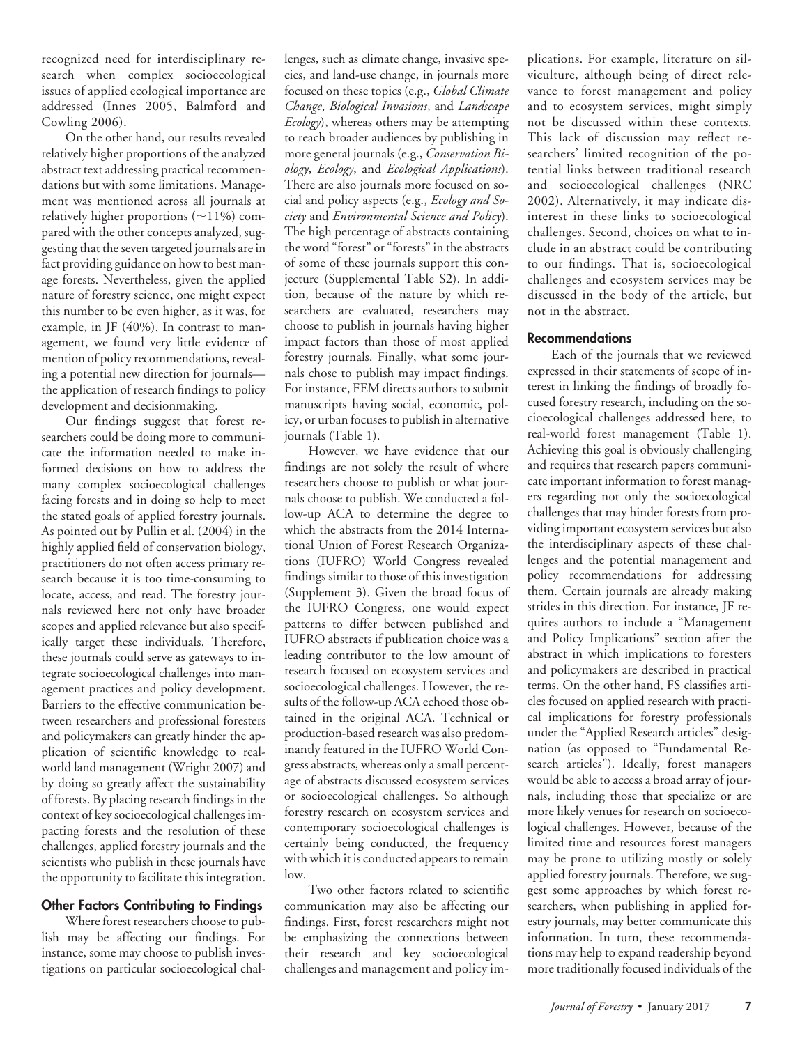recognized need for interdisciplinary research when complex socioecological issues of applied ecological importance are addressed (Innes 2005, Balmford and Cowling 2006).

On the other hand, our results revealed relatively higher proportions of the analyzed abstract text addressing practical recommendations but with some limitations. Management was mentioned across all journals at relatively higher proportions (~11%) compared with the other concepts analyzed, suggesting that the seven targeted journals are in fact providing guidance on how to best manage forests. Nevertheless, given the applied nature of forestry science, one might expect this number to be even higher, as it was, for example, in JF (40%). In contrast to management, we found very little evidence of mention of policy recommendations, revealing a potential new direction for journals—the application of research findings to policy development and decisionmaking.

Our findings suggest that forest researchers could be doing more to communicate the information needed to make informed decisions on how to address the many complex socioecological challenges facing forests and in doing so help to meet the stated goals of applied forestry journals. As pointed out by Pullin et al. (2004) in the highly applied field of conservation biology, practitioners do not often access primary research because it is too time-consuming to locate, access, and read. The forestry journals reviewed here not only have broader scopes and applied relevance but also specifically target these individuals. Therefore, these journals could serve as gateways to integrate socioecological challenges into management practices and policy development. Barriers to the effective communication between researchers and professional foresters and policymakers can greatly hinder the application of scientific knowledge to real-world land management (Wright 2007) and by doing so greatly affect the sustainability of forests. By placing research findings in the context of key socioecological challenges impacting forests and the resolution of these challenges, applied forestry journals and the scientists who publish in these journals have the opportunity to facilitate this integration.

## Other Factors Contributing to Findings

Where forest researchers choose to publish may be affecting our findings. For instance, some may choose to publish investigations on particular socioecological challenges, such as climate change, invasive species, and land-use change, in journals more focused on these topics (e.g., *Global Climate Change*, *Biological Invasions*, and *Landscape Ecology*), whereas others may be attempting to reach broader audiences by publishing in more general journals (e.g., *Conservation Biology*, *Ecology*, and *Ecological Applications*). There are also journals more focused on social and policy aspects (e.g., *Ecology and Society* and *Environmental Science and Policy*). The high percentage of abstracts containing the word "forest" or "forests" in the abstracts of some of these journals support this conjecture (Supplemental Table S2). In addition, because of the nature by which researchers are evaluated, researchers may choose to publish in journals having higher impact factors than those of most applied forestry journals. Finally, what some journals chose to publish may impact findings. For instance, FEM directs authors to submit manuscripts having social, economic, policy, or urban focuses to publish in alternative journals (Table 1).

However, we have evidence that our findings are not solely the result of where researchers choose to publish or what journals choose to publish. We conducted a follow-up ACA to determine the degree to which the abstracts from the 2014 International Union of Forest Research Organizations (IUFRO) World Congress revealed findings similar to those of this investigation (Supplement 3). Given the broad focus of the IUFRO Congress, one would expect patterns to differ between published and IUFRO abstracts if publication choice was a leading contributor to the low amount of research focused on ecosystem services and socioecological challenges. However, the results of the follow-up ACA echoed those obtained in the original ACA. Technical or production-based research was also predominantly featured in the IUFRO World Congress abstracts, whereas only a small percentage of abstracts discussed ecosystem services or socioecological challenges. So although forestry research on ecosystem services and contemporary socioecological challenges is certainly being conducted, the frequency with which it is conducted appears to remain low.

Two other factors related to scientific communication may also be affecting our findings. First, forest researchers might not be emphasizing the connections between their research and key socioecological challenges and management and policy implications. For example, literature on silviculture, although being of direct relevance to forest management and policy and to ecosystem services, might simply not be discussed within these contexts. This lack of discussion may reflect researchers' limited recognition of the potential links between traditional research and socioecological challenges (NRC 2002). Alternatively, it may indicate disinterest in these links to socioecological challenges. Second, choices on what to include in an abstract could be contributing to our findings. That is, socioecological challenges and ecosystem services may be discussed in the body of the article, but not in the abstract.

## Recommendations

Each of the journals that we reviewed expressed in their statements of scope of interest in linking the findings of broadly focused forestry research, including on the socioecological challenges addressed here, to real-world forest management (Table 1). Achieving this goal is obviously challenging and requires that research papers communicate important information to forest managers regarding not only the socioecological challenges that may hinder forests from providing important ecosystem services but also the interdisciplinary aspects of these challenges and the potential management and policy recommendations for addressing them. Certain journals are already making strides in this direction. For instance, JF requires authors to include a "Management and Policy Implications" section after the abstract in which implications to foresters and policymakers are described in practical terms. On the other hand, FS classifies articles focused on applied research with practical implications for forestry professionals under the "Applied Research articles" designation (as opposed to "Fundamental Research articles"). Ideally, forest managers would be able to access a broad array of journals, including those that specialize or are more likely venues for research on socioecological challenges. However, because of the limited time and resources forest managers may be prone to utilizing mostly or solely applied forestry journals. Therefore, we suggest some approaches by which forest researchers, when publishing in applied forestry journals, may better communicate this information. In turn, these recommendations may help to expand readership beyond more traditionally focused individuals of the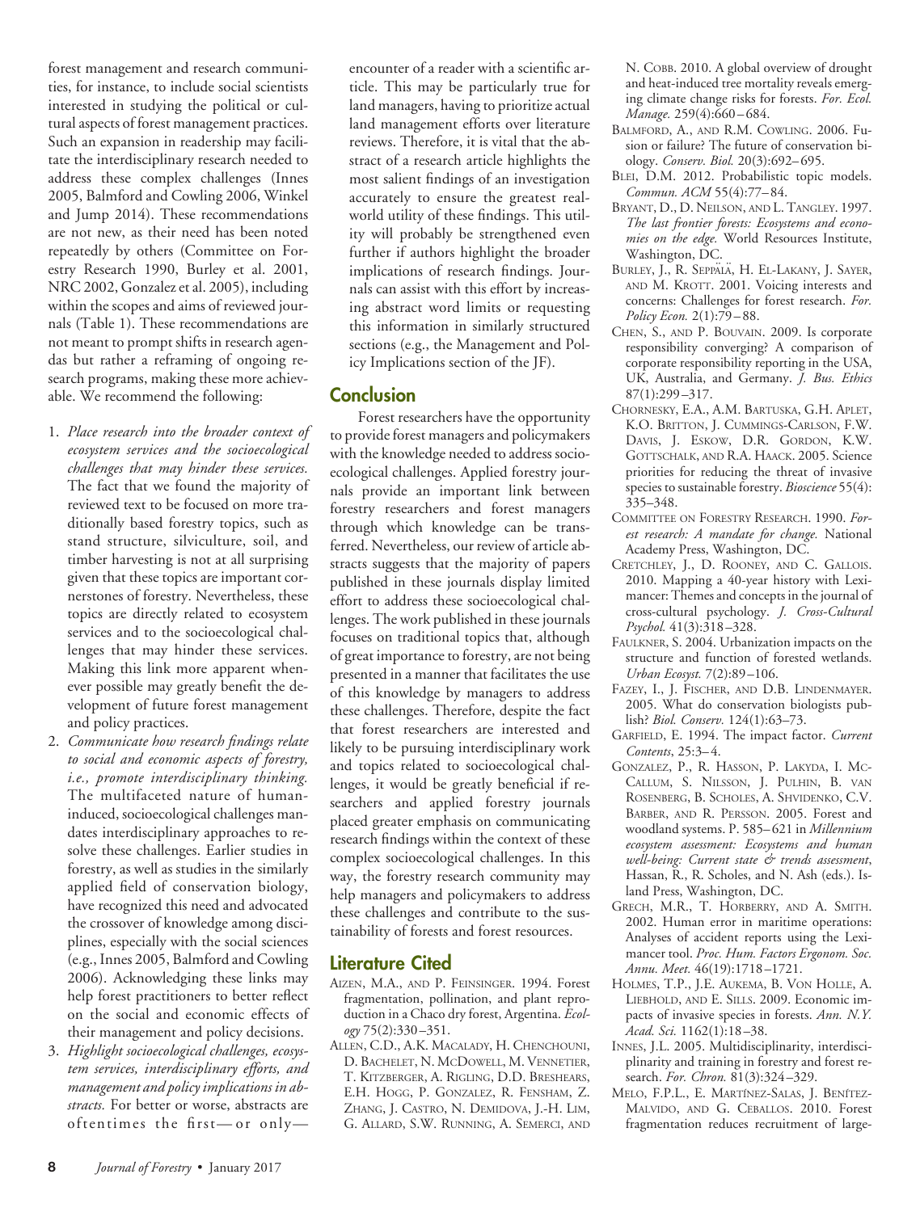forest management and research communities, for instance, to include social scientists interested in studying the political or cultural aspects of forest management practices. Such an expansion in readership may facilitate the interdisciplinary research needed to address these complex challenges (Innes 2005, Balmford and Cowling 2006, Winkel and Jump 2014). These recommendations are not new, as their need has been noted repeatedly by others (Committee on Forestry Research 1990, Burley et al. 2001, NRC 2002, Gonzalez et al. 2005), including within the scopes and aims of reviewed journals (Table 1). These recommendations are not meant to prompt shifts in research agendas but rather a reframing of ongoing research programs, making these more achievable. We recommend the following:

1. *Place research into the broader context of ecosystem services and the socioecological challenges that may hinder these services.* The fact that we found the majority of reviewed text to be focused on more traditionally based forestry topics, such as stand structure, silviculture, soil, and timber harvesting is not at all surprising given that these topics are important cornerstones of forestry. Nevertheless, these topics are directly related to ecosystem services and to the socioecological challenges that may hinder these services. Making this link more apparent whenever possible may greatly benefit the development of future forest management and policy practices.
2. *Communicate how research findings relate to social and economic aspects of forestry, i.e., promote interdisciplinary thinking.* The multifaceted nature of human-induced, socioecological challenges mandates interdisciplinary approaches to resolve these challenges. Earlier studies in forestry, as well as studies in the similarly applied field of conservation biology, have recognized this need and advocated the crossover of knowledge among disciplines, especially with the social sciences (e.g., Innes 2005, Balmford and Cowling 2006). Acknowledging these links may help forest practitioners to better reflect on the social and economic effects of their management and policy decisions.
3. *Highlight socioecological challenges, ecosystem services, interdisciplinary efforts, and management and policy implications in abstracts.* For better or worse, abstracts are oftentimes the first—or only—encounter of a reader with a scientific article. This may be particularly true for land managers, having to prioritize actual land management efforts over literature reviews. Therefore, it is vital that the abstract of a research article highlights the most salient findings of an investigation accurately to ensure the greatest real-world utility of these findings. This utility will probably be strengthened even further if authors highlight the broader implications of research findings. Journals can assist with this effort by increasing abstract word limits or requesting this information in similarly structured sections (e.g., the Management and Policy Implications section of the JF).

## Conclusion

Forest researchers have the opportunity to provide forest managers and policymakers with the knowledge needed to address socioecological challenges. Applied forestry journals provide an important link between forestry researchers and forest managers through which knowledge can be transferred. Nevertheless, our review of article abstracts suggests that the majority of papers published in these journals display limited effort to address these socioecological challenges. The work published in these journals focuses on traditional topics that, although of great importance to forestry, are not being presented in a manner that facilitates the use of this knowledge by managers to address these challenges. Therefore, despite the fact that forest researchers are interested and likely to be pursuing interdisciplinary work and topics related to socioecological challenges, it would be greatly beneficial if researchers and applied forestry journals placed greater emphasis on communicating research findings within the context of these complex socioecological challenges. In this way, the forestry research community may help managers and policymakers to address these challenges and contribute to the sustainability of forests and forest resources.

## Literature Cited

Aizen, M.A., and P. Feinsinger. 1994. Forest fragmentation, pollination, and plant reproduction in a Chaco dry forest, Argentina. *Ecology* 75(2):330–351.

Allen, C.D., A.K. Macalady, H. Chenchouni, D. Bachelet, N. McDowell, M. Vennetier, T. Kitzberger, A. Rigling, D.D. Breshears, E.H. Hogg, P. Gonzalez, R. Fensham, Z. Zhang, J. Castro, N. Demidova, J.-H. Lim, G. Allard, S.W. Running, A. Semerci, and N. Cobb. 2010. A global overview of drought and heat-induced tree mortality reveals emerging climate change risks for forests. *For. Ecol. Manage.* 259(4):660–684.

Balmford, A., and R.M. Cowling. 2006. Fusion or failure? The future of conservation biology. *Conserv. Biol.* 20(3):692–695.

Blei, D.M. 2012. Probabilistic topic models. *Commun. ACM* 55(4):77–84.

Bryant, D., D. Neilson, and L. Tangley. 1997. *The last frontier forests: Ecosystems and economies on the edge.* World Resources Institute, Washington, DC.

Burley, J., R. Seppälä, H. El-Lakany, J. Sayer, and M. Krott. 2001. Voicing interests and concerns: Challenges for forest research. *For. Policy Econ.* 2(1):79–88.

Chen, S., and P. Bouvain. 2009. Is corporate responsibility converging? A comparison of corporate responsibility reporting in the USA, UK, Australia, and Germany. *J. Bus. Ethics* 87(1):299–317.

Chornesky, E.A., A.M. Bartuska, G.H. Aplet, K.O. Britton, J. Cummings-Carlson, F.W. Davis, J. Eskow, D.R. Gordon, K.W. Gottschalk, and R.A. Haack. 2005. Science priorities for reducing the threat of invasive species to sustainable forestry. *Bioscience* 55(4): 335–348.

Committee on Forestry Research. 1990. *Forest research: A mandate for change.* National Academy Press, Washington, DC.

Cretchley, J., D. Rooney, and C. Gallois. 2010. Mapping a 40-year history with Leximancer: Themes and concepts in the journal of cross-cultural psychology. *J. Cross-Cultural Psychol.* 41(3):318–328.

Faulkner, S. 2004. Urbanization impacts on the structure and function of forested wetlands. *Urban Ecosyst.* 7(2):89–106.

Fazey, I., J. Fischer, and D.B. Lindenmayer. 2005. What do conservation biologists publish? *Biol. Conserv.* 124(1):63–73.

Garfield, E. 1994. The impact factor. *Current Contents*, 25:3–4.

Gonzalez, P., R. Hasson, P. Lakyda, I. McCallum, S. Nilsson, J. Pulhin, B. van Rosenberg, B. Scholes, A. Shvidenko, C.V. Barber, and R. Persson. 2005. Forest and woodland systems. P. 585–621 in *Millennium ecosystem assessment: Ecosystems and human well-being: Current state & trends assessment*, Hassan, R., R. Scholes, and N. Ash (eds.). Island Press, Washington, DC.

Grech, M.R., T. Horberry, and A. Smith. 2002. Human error in maritime operations: Analyses of accident reports using the Leximancer tool. *Proc. Hum. Factors Ergonom. Soc. Annu. Meet.* 46(19):1718–1721.

Holmes, T.P., J.E. Aukema, B. Von Holle, A. Liebhold, and E. Sills. 2009. Economic impacts of invasive species in forests. *Ann. N.Y. Acad. Sci.* 1162(1):18–38.

Innes, J.L. 2005. Multidisciplinarity, interdisciplinarity and training in forestry and forest research. *For. Chron.* 81(3):324–329.

Melo, F.P.L., E. Martínez-Salas, J. Benítez-Malvido, and G. Ceballos. 2010. Forest fragmentation reduces recruitment of large-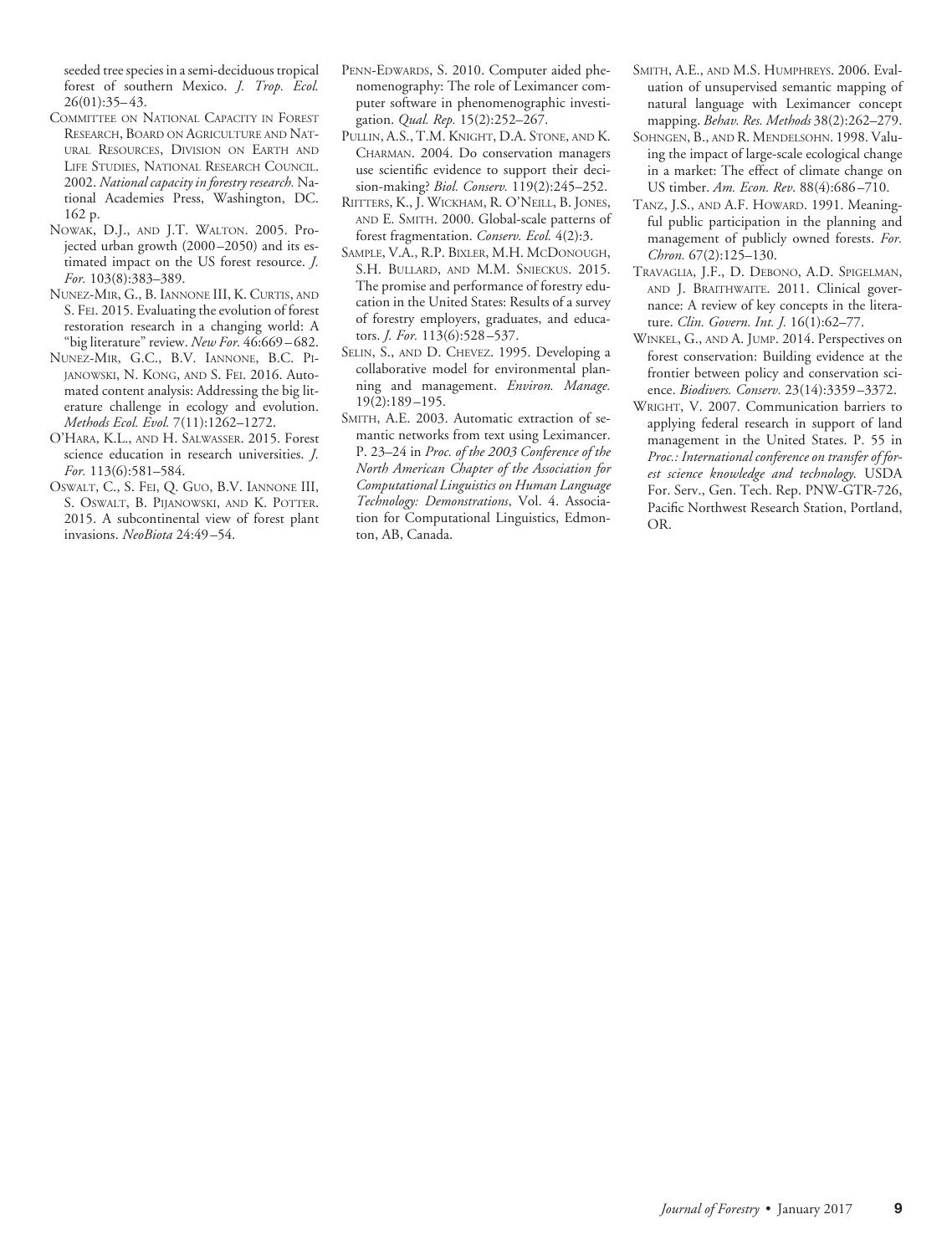seeded tree species in a semi-deciduous tropical forest of southern Mexico. *J. Trop. Ecol.* 26(01):35–43.

Committee on National Capacity in Forest Research, Board on Agriculture and Natural Resources, Division on Earth and Life Studies, National Research Council. 2002. *National capacity in forestry research.* National Academies Press, Washington, DC. 162 p.

Nowak, D.J., and J.T. Walton. 2005. Projected urban growth (2000–2050) and its estimated impact on the US forest resource. *J. For.* 103(8):383–389.

Nunez-Mir, G., B. Iannone III, K. Curtis, and S. Fei. 2015. Evaluating the evolution of forest restoration research in a changing world: A "big literature" review. *New For.* 46:669–682.

Nunez-Mir, G.C., B.V. Iannone, B.C. Pijanowski, N. Kong, and S. Fei. 2016. Automated content analysis: Addressing the big literature challenge in ecology and evolution. *Methods Ecol. Evol.* 7(11):1262–1272.

O'Hara, K.L., and H. Salwasser. 2015. Forest science education in research universities. *J. For.* 113(6):581–584.

Oswalt, C., S. Fei, Q. Guo, B.V. Iannone III, S. Oswalt, B. Pijanowski, and K. Potter. 2015. A subcontinental view of forest plant invasions. *NeoBiota* 24:49–54.

Penn-Edwards, S. 2010. Computer aided phenomenography: The role of Leximancer computer software in phenomenographic investigation. *Qual. Rep.* 15(2):252–267.

Pullin, A.S., T.M. Knight, D.A. Stone, and K. Charman. 2004. Do conservation managers use scientific evidence to support their decision-making? *Biol. Conserv.* 119(2):245–252.

Riitters, K., J. Wickham, R. O'Neill, B. Jones, and E. Smith. 2000. Global-scale patterns of forest fragmentation. *Conserv. Ecol.* 4(2):3.

Sample, V.A., R.P. Bixler, M.H. McDonough, S.H. Bullard, and M.M. Snieckus. 2015. The promise and performance of forestry education in the United States: Results of a survey of forestry employers, graduates, and educators. *J. For.* 113(6):528–537.

Selin, S., and D. Chevez. 1995. Developing a collaborative model for environmental planning and management. *Environ. Manage.* 19(2):189–195.

Smith, A.E. 2003. Automatic extraction of semantic networks from text using Leximancer. P. 23–24 in *Proc. of the 2003 Conference of the North American Chapter of the Association for Computational Linguistics on Human Language Technology: Demonstrations*, Vol. 4. Association for Computational Linguistics, Edmonton, AB, Canada.

Smith, A.E., and M.S. Humphreys. 2006. Evaluation of unsupervised semantic mapping of natural language with Leximancer concept mapping. *Behav. Res. Methods* 38(2):262–279.

Sohngen, B., and R. Mendelsohn. 1998. Valuing the impact of large-scale ecological change in a market: The effect of climate change on US timber. *Am. Econ. Rev.* 88(4):686–710.

Tanz, J.S., and A.F. Howard. 1991. Meaningful public participation in the planning and management of publicly owned forests. *For. Chron.* 67(2):125–130.

Travaglia, J.F., D. Debono, A.D. Spigelman, and J. Braithwaite. 2011. Clinical governance: A review of key concepts in the literature. *Clin. Govern. Int. J.* 16(1):62–77.

Winkel, G., and A. Jump. 2014. Perspectives on forest conservation: Building evidence at the frontier between policy and conservation science. *Biodivers. Conserv.* 23(14):3359–3372.

Wright, V. 2007. Communication barriers to applying federal research in support of land management in the United States. P. 55 in *Proc.: International conference on transfer of forest science knowledge and technology.* USDA For. Serv., Gen. Tech. Rep. PNW-GTR-726, Pacific Northwest Research Station, Portland, OR.